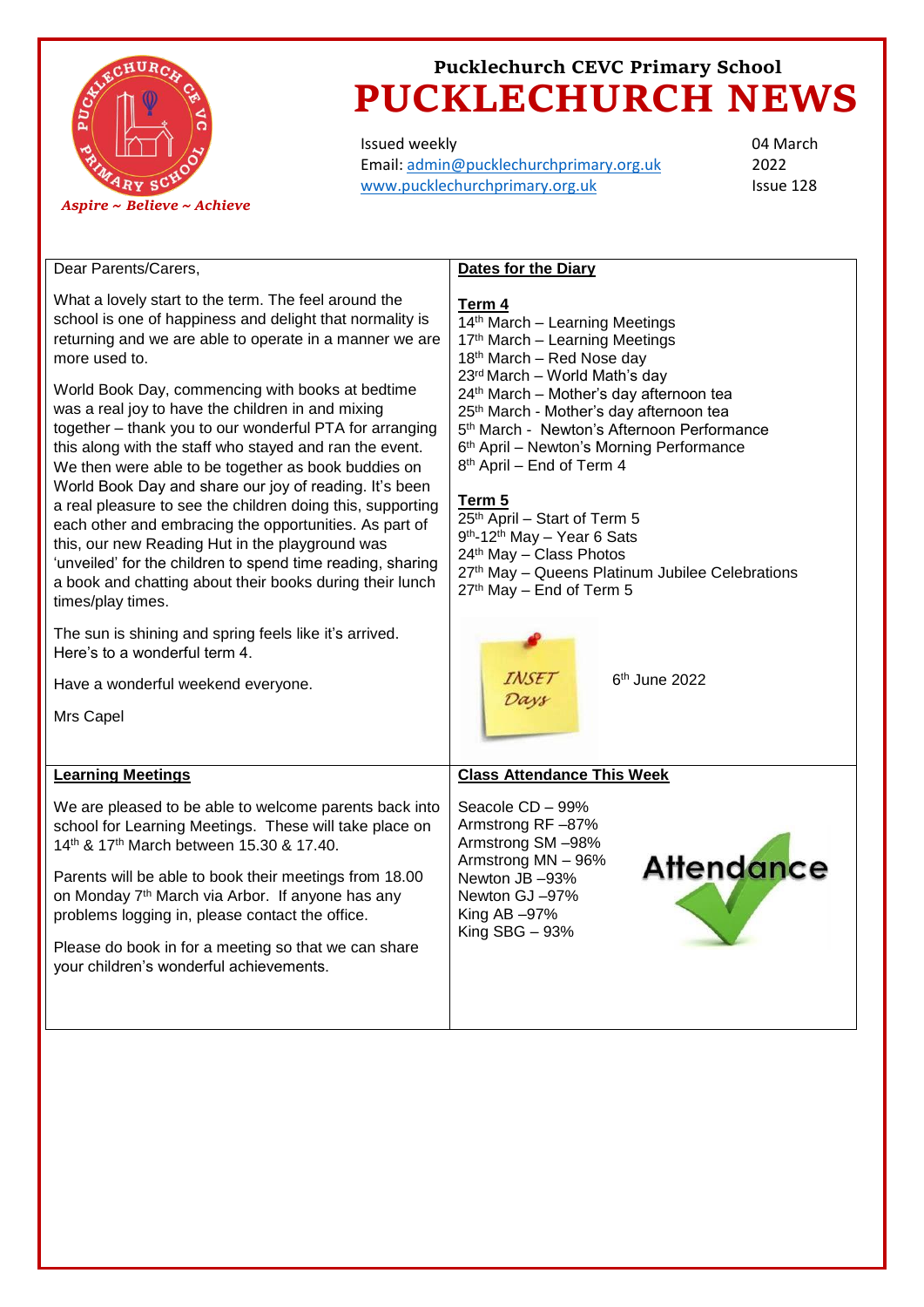Pucklechurch CEVC Primary School

# PUCKLECHURCH NEWS

*Aspire ~ Believe ~ Achieve*

Issued weekly
Email: admin@pucklechurchprimary.org.uk
www.pucklechurchprimary.org.uk

04 March 2022
Issue 128

Dear Parents/Carers,

What a lovely start to the term. The feel around the school is one of happiness and delight that normality is returning and we are able to operate in a manner we are more used to.

World Book Day, commencing with books at bedtime was a real joy to have the children in and mixing together – thank you to our wonderful PTA for arranging this along with the staff who stayed and ran the event. We then were able to be together as book buddies on World Book Day and share our joy of reading. It's been a real pleasure to see the children doing this, supporting each other and embracing the opportunities. As part of this, our new Reading Hut in the playground was 'unveiled' for the children to spend time reading, sharing a book and chatting about their books during their lunch times/play times.

The sun is shining and spring feels like it's arrived. Here's to a wonderful term 4.

Have a wonderful weekend everyone.

Mrs Capel

## Dates for the Diary

**Term 4**

14th March – Learning Meetings
17th March – Learning Meetings
18th March – Red Nose day
23rd March – World Math's day
24th March – Mother's day afternoon tea
25th March - Mother's day afternoon tea
5th March - Newton's Afternoon Performance
6th April – Newton's Morning Performance
8th April – End of Term 4

**Term 5**

25th April – Start of Term 5
9th-12th May – Year 6 Sats
24th May – Class Photos
27th May – Queens Platinum Jubilee Celebrations
27th May – End of Term 5

INSET Days

6th June 2022

## Learning Meetings

We are pleased to be able to welcome parents back into school for Learning Meetings. These will take place on 14th & 17th March between 15.30 & 17.40.

Parents will be able to book their meetings from 18.00 on Monday 7th March via Arbor. If anyone has any problems logging in, please contact the office.

Please do book in for a meeting so that we can share your children's wonderful achievements.

## Class Attendance This Week

Seacole CD – 99%
Armstrong RF –87%
Armstrong SM –98%
Armstrong MN – 96%
Newton JB –93%
Newton GJ –97%
King AB –97%
King SBG – 93%

Attendance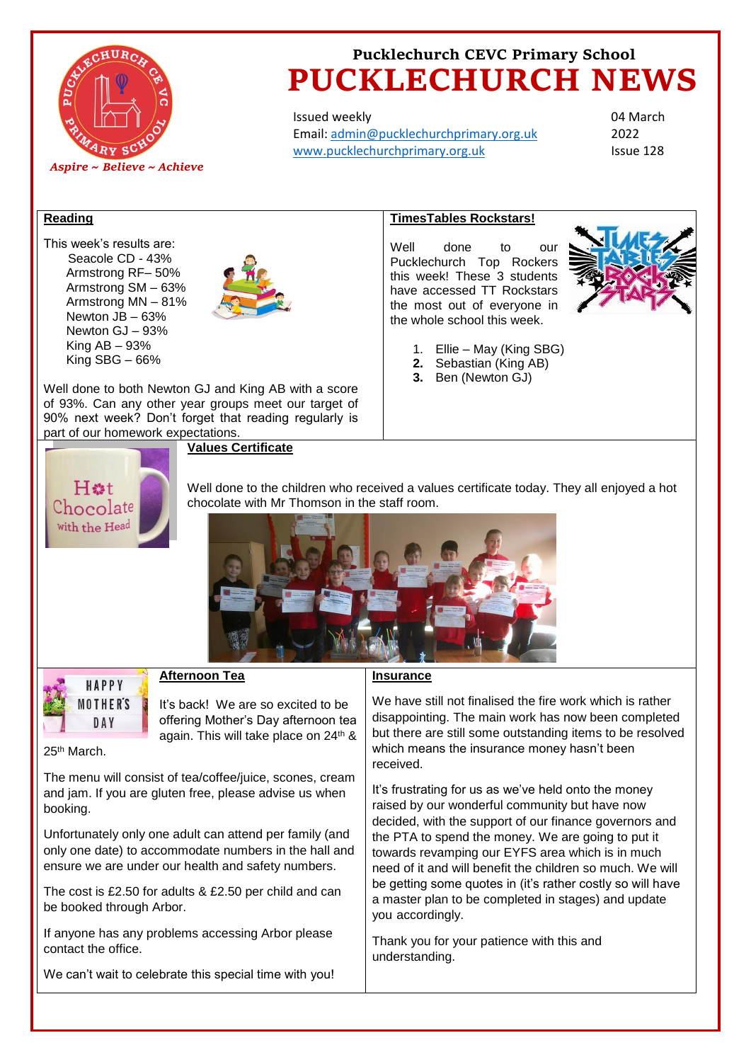Pucklechurch CEVC Primary School

# PUCKLECHURCH NEWS

*Aspire ~ Believe ~ Achieve*

Issued weekly
Email: admin@pucklechurchprimary.org.uk
www.pucklechurchprimary.org.uk

04 March 2022
Issue 128

## Reading

This week's results are:

- Seacole CD - 43%
- Armstrong RF– 50%
- Armstrong SM – 63%
- Armstrong MN – 81%
- Newton JB – 63%
- Newton GJ – 93%
- King AB – 93%
- King SBG – 66%

Well done to both Newton GJ and King AB with a score of 93%. Can any other year groups meet our target of 90% next week? Don't forget that reading regularly is part of our homework expectations.

## TimesTables Rockstars!

Well done to our Pucklechurch Top Rockers this week! These 3 students have accessed TT Rockstars the most out of everyone in the whole school this week.

1. Ellie – May (King SBG)
2. Sebastian (King AB)
3. Ben (Newton GJ)

## Values Certificate

Well done to the children who received a values certificate today. They all enjoyed a hot chocolate with Mr Thomson in the staff room.

## Afternoon Tea

It's back! We are so excited to be offering Mother's Day afternoon tea again. This will take place on 24th & 25th March.

The menu will consist of tea/coffee/juice, scones, cream and jam. If you are gluten free, please advise us when booking.

Unfortunately only one adult can attend per family (and only one date) to accommodate numbers in the hall and ensure we are under our health and safety numbers.

The cost is £2.50 for adults & £2.50 per child and can be booked through Arbor.

If anyone has any problems accessing Arbor please contact the office.

We can't wait to celebrate this special time with you!

## Insurance

We have still not finalised the fire work which is rather disappointing. The main work has now been completed but there are still some outstanding items to be resolved which means the insurance money hasn't been received.

It's frustrating for us as we've held onto the money raised by our wonderful community but have now decided, with the support of our finance governors and the PTA to spend the money. We are going to put it towards revamping our EYFS area which is in much need of it and will benefit the children so much. We will be getting some quotes in (it's rather costly so will have a master plan to be completed in stages) and update you accordingly.

Thank you for your patience with this and understanding.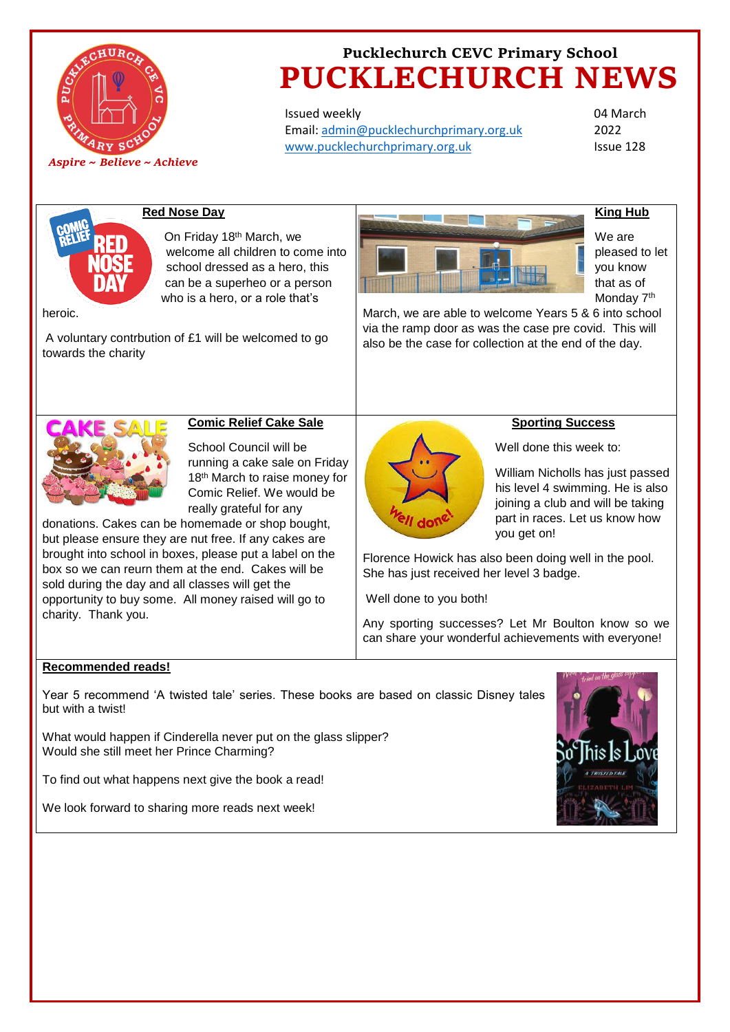Pucklechurch CEVC Primary School

# PUCKLECHURCH NEWS

Aspire ~ Believe ~ Achieve

Issued weekly
Email: admin@pucklechurchprimary.org.uk
www.pucklechurchprimary.org.uk

04 March 2022
Issue 128

## Red Nose Day

On Friday 18th March, we welcome all children to come into school dressed as a hero, this can be a superheo or a person who is a hero, or a role that's heroic.

A voluntary contrbution of £1 will be welcomed to go towards the charity

## King Hub

We are pleased to let you know that as of Monday 7th March, we are able to welcome Years 5 & 6 into school via the ramp door as was the case pre covid. This will also be the case for collection at the end of the day.

## Comic Relief Cake Sale

School Council will be running a cake sale on Friday 18th March to raise money for Comic Relief. We would be really grateful for any donations. Cakes can be homemade or shop bought, but please ensure they are nut free. If any cakes are brought into school in boxes, please put a label on the box so we can reurn them at the end. Cakes will be sold during the day and all classes will get the opportunity to buy some. All money raised will go to charity. Thank you.

## Sporting Success

Well done this week to:

William Nicholls has just passed his level 4 swimming. He is also joining a club and will be taking part in races. Let us know how you get on!

Florence Howick has also been doing well in the pool. She has just received her level 3 badge.

Well done to you both!

Any sporting successes? Let Mr Boulton know so we can share your wonderful achievements with everyone!

## Recommended reads!

Year 5 recommend 'A twisted tale' series. These books are based on classic Disney tales but with a twist!

What would happen if Cinderella never put on the glass slipper?
Would she still meet her Prince Charming?

To find out what happens next give the book a read!

We look forward to sharing more reads next week!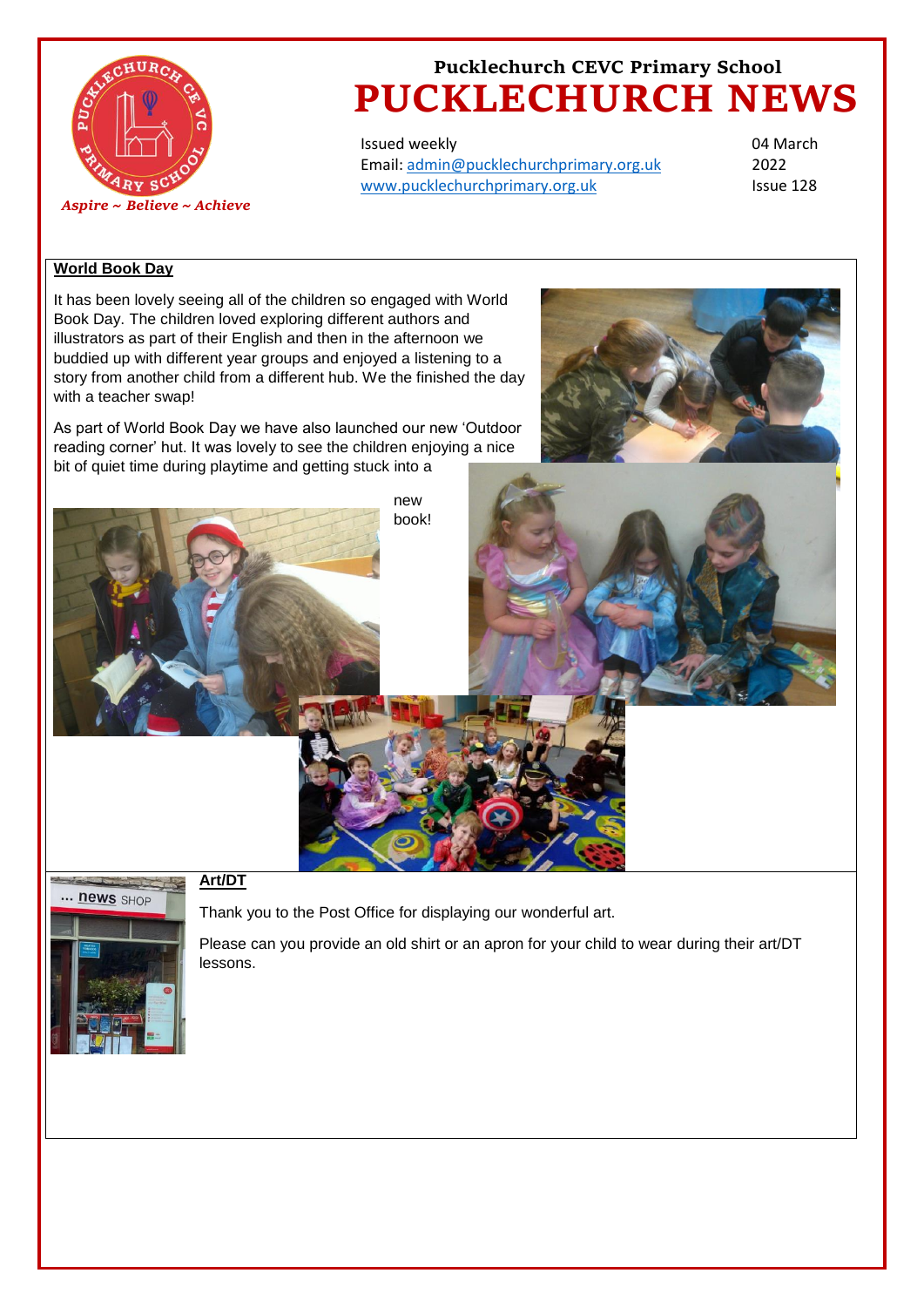Pucklechurch CEVC Primary School

# PUCKLECHURCH NEWS

*Aspire ~ Believe ~ Achieve*

Issued weekly
Email: admin@pucklechurchprimary.org.uk
www.pucklechurchprimary.org.uk

04 March 2022
Issue 128

## World Book Day

It has been lovely seeing all of the children so engaged with World Book Day. The children loved exploring different authors and illustrators as part of their English and then in the afternoon we buddied up with different year groups and enjoyed a listening to a story from another child from a different hub. We the finished the day with a teacher swap!

As part of World Book Day we have also launched our new 'Outdoor reading corner' hut. It was lovely to see the children enjoying a nice bit of quiet time during playtime and getting stuck into a new book!

## Art/DT

Thank you to the Post Office for displaying our wonderful art.

Please can you provide an old shirt or an apron for your child to wear during their art/DT lessons.